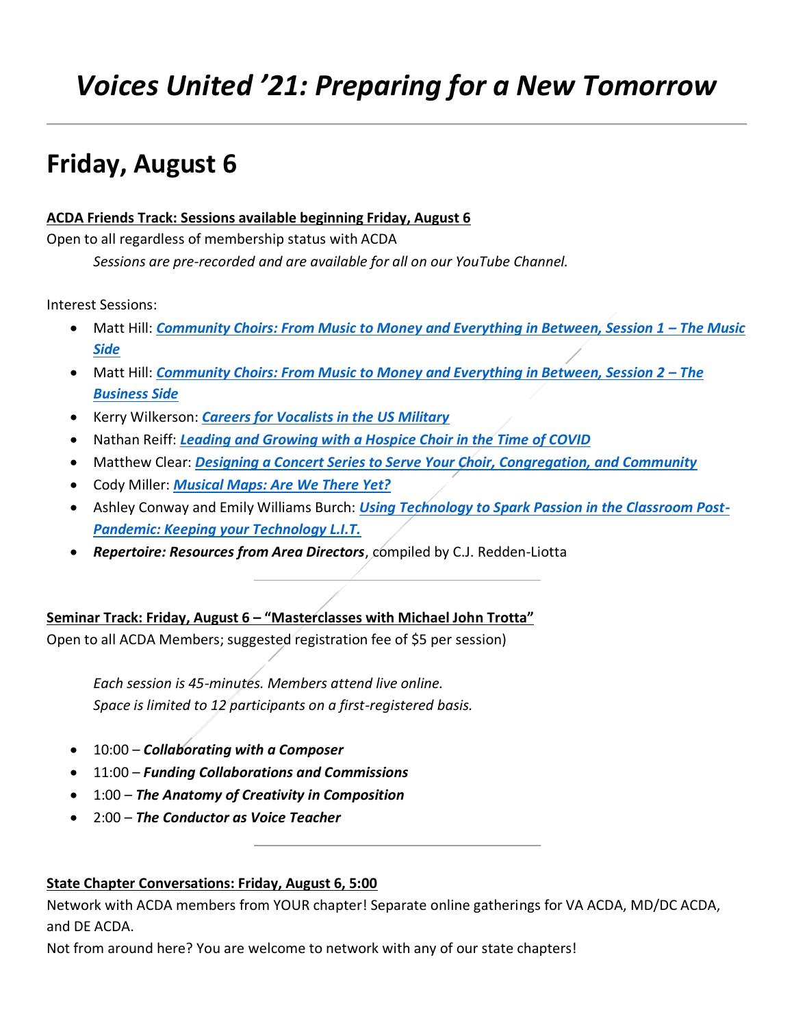# *Voices United '21: Preparing for a New Tomorrow*

---

## Friday, August 6

**ACDA Friends Track: Sessions available beginning Friday, August 6**

Open to all regardless of membership status with ACDA

*Sessions are pre-recorded and are available for all on our YouTube Channel.*

Interest Sessions:

- Matt Hill: ***Community Choirs: From Music to Money and Everything in Between, Session 1 – The Music Side***
- Matt Hill: ***Community Choirs: From Music to Money and Everything in Between, Session 2 – The Business Side***
- Kerry Wilkerson: ***Careers for Vocalists in the US Military***
- Nathan Reiff: ***Leading and Growing with a Hospice Choir in the Time of COVID***
- Matthew Clear: ***Designing a Concert Series to Serve Your Choir, Congregation, and Community***
- Cody Miller: ***Musical Maps: Are We There Yet?***
- Ashley Conway and Emily Williams Burch: ***Using Technology to Spark Passion in the Classroom Post-Pandemic: Keeping your Technology L.I.T.***
- ***Repertoire: Resources from Area Directors***, compiled by C.J. Redden-Liotta

---

**Seminar Track: Friday, August 6 – "Masterclasses with Michael John Trotta"**

Open to all ACDA Members; suggested registration fee of $5 per session)

*Each session is 45-minutes. Members attend live online.*
*Space is limited to 12 participants on a first-registered basis.*

- 10:00 – ***Collaborating with a Composer***
- 11:00 – ***Funding Collaborations and Commissions***
- 1:00 – ***The Anatomy of Creativity in Composition***
- 2:00 – ***The Conductor as Voice Teacher***

---

**State Chapter Conversations: Friday, August 6, 5:00**

Network with ACDA members from YOUR chapter! Separate online gatherings for VA ACDA, MD/DC ACDA, and DE ACDA.

Not from around here? You are welcome to network with any of our state chapters!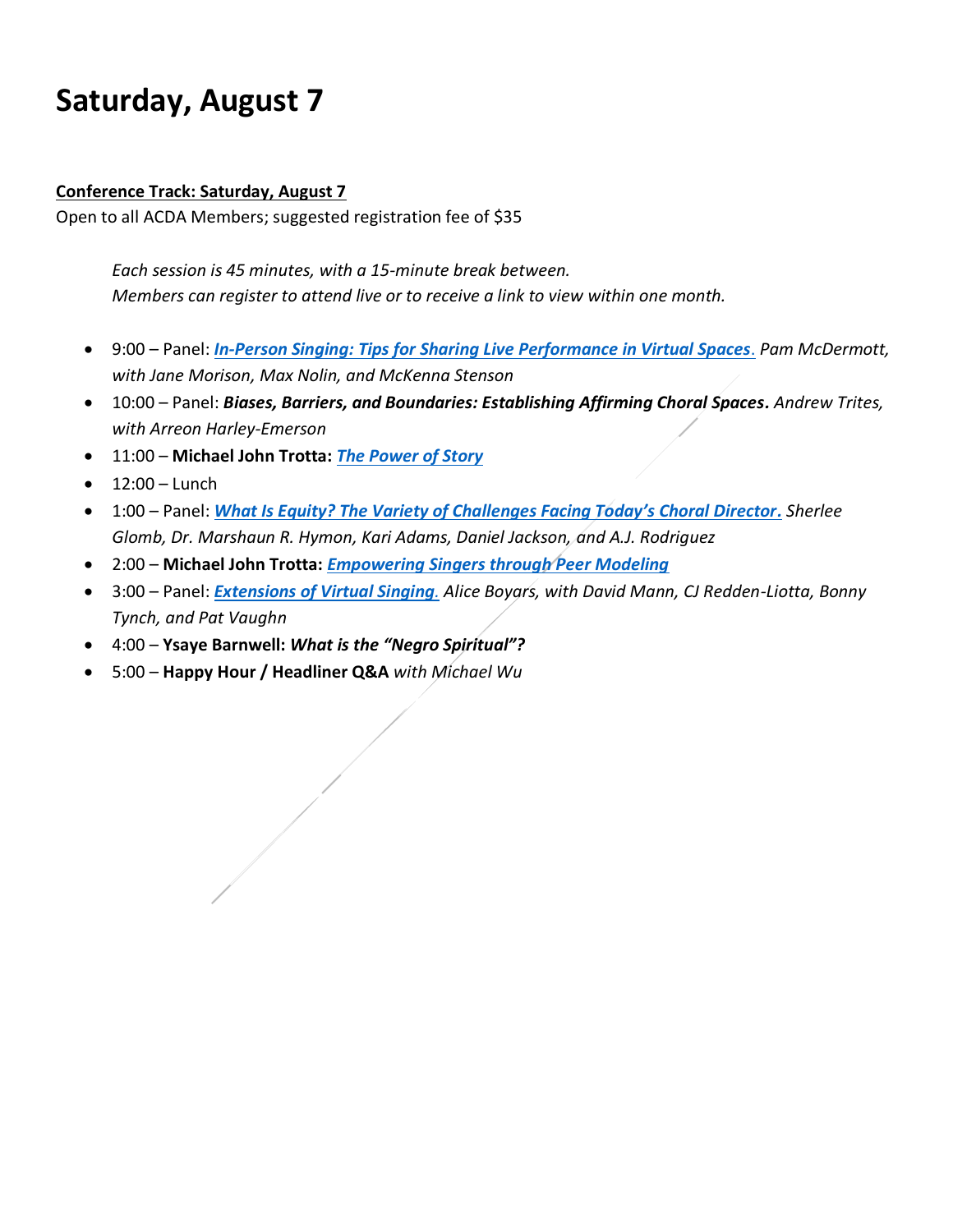# Saturday, August 7

**Conference Track: Saturday, August 7**

Open to all ACDA Members; suggested registration fee of $35

*Each session is 45 minutes, with a 15-minute break between.*
*Members can register to attend live or to receive a link to view within one month.*

- 9:00 – Panel: ***In-Person Singing: Tips for Sharing Live Performance in Virtual Spaces***. *Pam McDermott, with Jane Morison, Max Nolin, and McKenna Stenson*
- 10:00 – Panel: ***Biases, Barriers, and Boundaries: Establishing Affirming Choral Spaces.*** *Andrew Trites, with Arreon Harley-Emerson*
- 11:00 – **Michael John Trotta: *The Power of Story***
- 12:00 – Lunch
- 1:00 – Panel: ***What Is Equity? The Variety of Challenges Facing Today's Choral Director.*** *Sherlee Glomb, Dr. Marshaun R. Hymon, Kari Adams, Daniel Jackson, and A.J. Rodriguez*
- 2:00 – **Michael John Trotta: *Empowering Singers through Peer Modeling***
- 3:00 – Panel: ***Extensions of Virtual Singing***. *Alice Boyars, with David Mann, CJ Redden-Liotta, Bonny Tynch, and Pat Vaughn*
- 4:00 – **Ysaye Barnwell: *What is the "Negro Spiritual"?***
- 5:00 – **Happy Hour / Headliner Q&A** *with Michael Wu*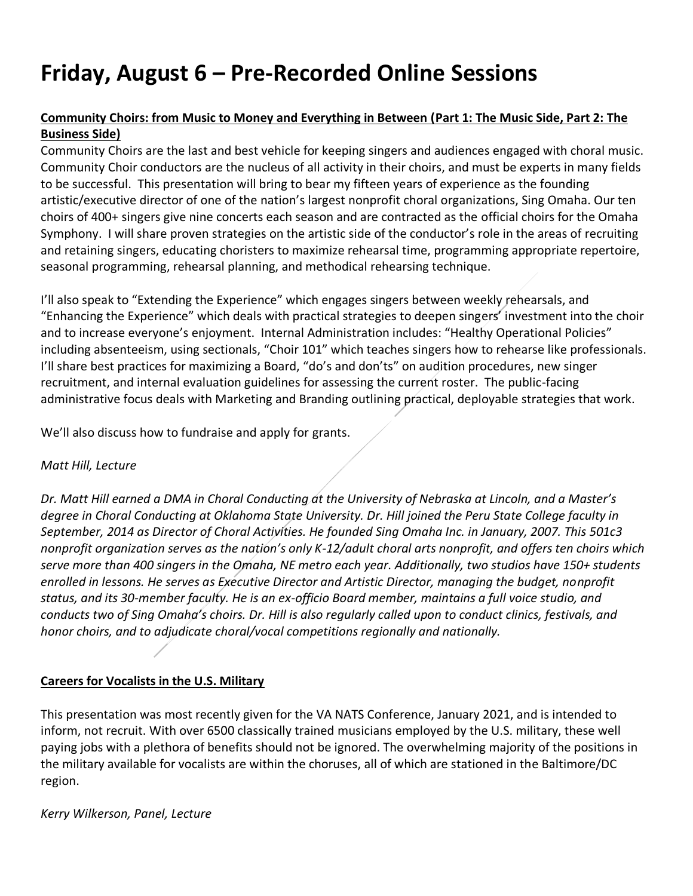# Friday, August 6 – Pre-Recorded Online Sessions

**Community Choirs: from Music to Money and Everything in Between (Part 1: The Music Side, Part 2: The Business Side)**

Community Choirs are the last and best vehicle for keeping singers and audiences engaged with choral music. Community Choir conductors are the nucleus of all activity in their choirs, and must be experts in many fields to be successful. This presentation will bring to bear my fifteen years of experience as the founding artistic/executive director of one of the nation's largest nonprofit choral organizations, Sing Omaha. Our ten choirs of 400+ singers give nine concerts each season and are contracted as the official choirs for the Omaha Symphony. I will share proven strategies on the artistic side of the conductor's role in the areas of recruiting and retaining singers, educating choristers to maximize rehearsal time, programming appropriate repertoire, seasonal programming, rehearsal planning, and methodical rehearsing technique.

I'll also speak to "Extending the Experience" which engages singers between weekly rehearsals, and "Enhancing the Experience" which deals with practical strategies to deepen singers' investment into the choir and to increase everyone's enjoyment. Internal Administration includes: "Healthy Operational Policies" including absenteeism, using sectionals, "Choir 101" which teaches singers how to rehearse like professionals. I'll share best practices for maximizing a Board, "do's and don'ts" on audition procedures, new singer recruitment, and internal evaluation guidelines for assessing the current roster. The public-facing administrative focus deals with Marketing and Branding outlining practical, deployable strategies that work.

We'll also discuss how to fundraise and apply for grants.

*Matt Hill, Lecture*

*Dr. Matt Hill earned a DMA in Choral Conducting at the University of Nebraska at Lincoln, and a Master's degree in Choral Conducting at Oklahoma State University. Dr. Hill joined the Peru State College faculty in September, 2014 as Director of Choral Activities. He founded Sing Omaha Inc. in January, 2007. This 501c3 nonprofit organization serves as the nation's only K-12/adult choral arts nonprofit, and offers ten choirs which serve more than 400 singers in the Omaha, NE metro each year. Additionally, two studios have 150+ students enrolled in lessons. He serves as Executive Director and Artistic Director, managing the budget, nonprofit status, and its 30-member faculty. He is an ex-officio Board member, maintains a full voice studio, and conducts two of Sing Omaha's choirs. Dr. Hill is also regularly called upon to conduct clinics, festivals, and honor choirs, and to adjudicate choral/vocal competitions regionally and nationally.*

**Careers for Vocalists in the U.S. Military**

This presentation was most recently given for the VA NATS Conference, January 2021, and is intended to inform, not recruit. With over 6500 classically trained musicians employed by the U.S. military, these well paying jobs with a plethora of benefits should not be ignored. The overwhelming majority of the positions in the military available for vocalists are within the choruses, all of which are stationed in the Baltimore/DC region.

*Kerry Wilkerson, Panel, Lecture*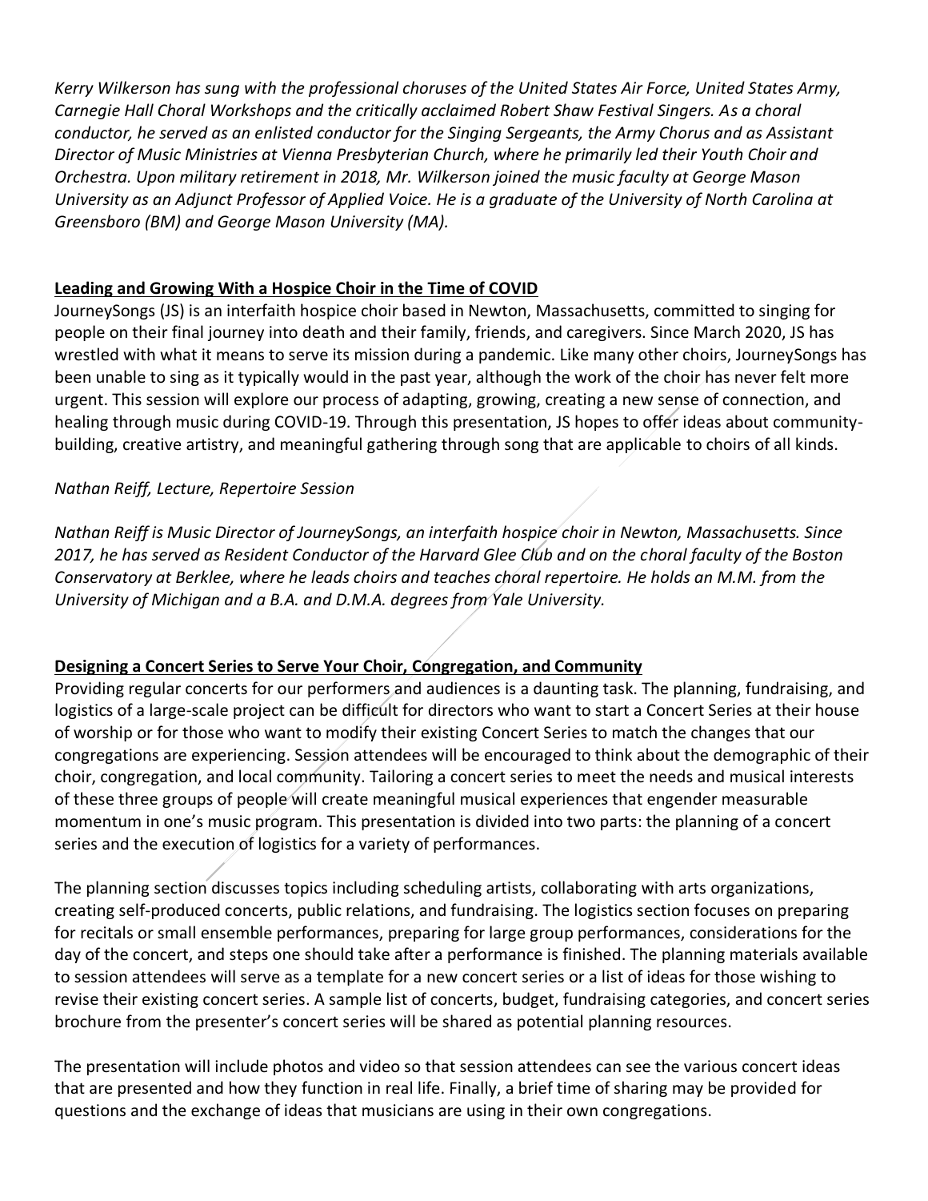*Kerry Wilkerson has sung with the professional choruses of the United States Air Force, United States Army, Carnegie Hall Choral Workshops and the critically acclaimed Robert Shaw Festival Singers. As a choral conductor, he served as an enlisted conductor for the Singing Sergeants, the Army Chorus and as Assistant Director of Music Ministries at Vienna Presbyterian Church, where he primarily led their Youth Choir and Orchestra. Upon military retirement in 2018, Mr. Wilkerson joined the music faculty at George Mason University as an Adjunct Professor of Applied Voice. He is a graduate of the University of North Carolina at Greensboro (BM) and George Mason University (MA).*

**Leading and Growing With a Hospice Choir in the Time of COVID**

JourneySongs (JS) is an interfaith hospice choir based in Newton, Massachusetts, committed to singing for people on their final journey into death and their family, friends, and caregivers. Since March 2020, JS has wrestled with what it means to serve its mission during a pandemic. Like many other choirs, JourneySongs has been unable to sing as it typically would in the past year, although the work of the choir has never felt more urgent. This session will explore our process of adapting, growing, creating a new sense of connection, and healing through music during COVID-19. Through this presentation, JS hopes to offer ideas about community-building, creative artistry, and meaningful gathering through song that are applicable to choirs of all kinds.

*Nathan Reiff, Lecture, Repertoire Session*

*Nathan Reiff is Music Director of JourneySongs, an interfaith hospice choir in Newton, Massachusetts. Since 2017, he has served as Resident Conductor of the Harvard Glee Club and on the choral faculty of the Boston Conservatory at Berklee, where he leads choirs and teaches choral repertoire. He holds an M.M. from the University of Michigan and a B.A. and D.M.A. degrees from Yale University.*

**Designing a Concert Series to Serve Your Choir, Congregation, and Community**

Providing regular concerts for our performers and audiences is a daunting task. The planning, fundraising, and logistics of a large-scale project can be difficult for directors who want to start a Concert Series at their house of worship or for those who want to modify their existing Concert Series to match the changes that our congregations are experiencing. Session attendees will be encouraged to think about the demographic of their choir, congregation, and local community. Tailoring a concert series to meet the needs and musical interests of these three groups of people will create meaningful musical experiences that engender measurable momentum in one's music program. This presentation is divided into two parts: the planning of a concert series and the execution of logistics for a variety of performances.

The planning section discusses topics including scheduling artists, collaborating with arts organizations, creating self-produced concerts, public relations, and fundraising. The logistics section focuses on preparing for recitals or small ensemble performances, preparing for large group performances, considerations for the day of the concert, and steps one should take after a performance is finished. The planning materials available to session attendees will serve as a template for a new concert series or a list of ideas for those wishing to revise their existing concert series. A sample list of concerts, budget, fundraising categories, and concert series brochure from the presenter's concert series will be shared as potential planning resources.

The presentation will include photos and video so that session attendees can see the various concert ideas that are presented and how they function in real life. Finally, a brief time of sharing may be provided for questions and the exchange of ideas that musicians are using in their own congregations.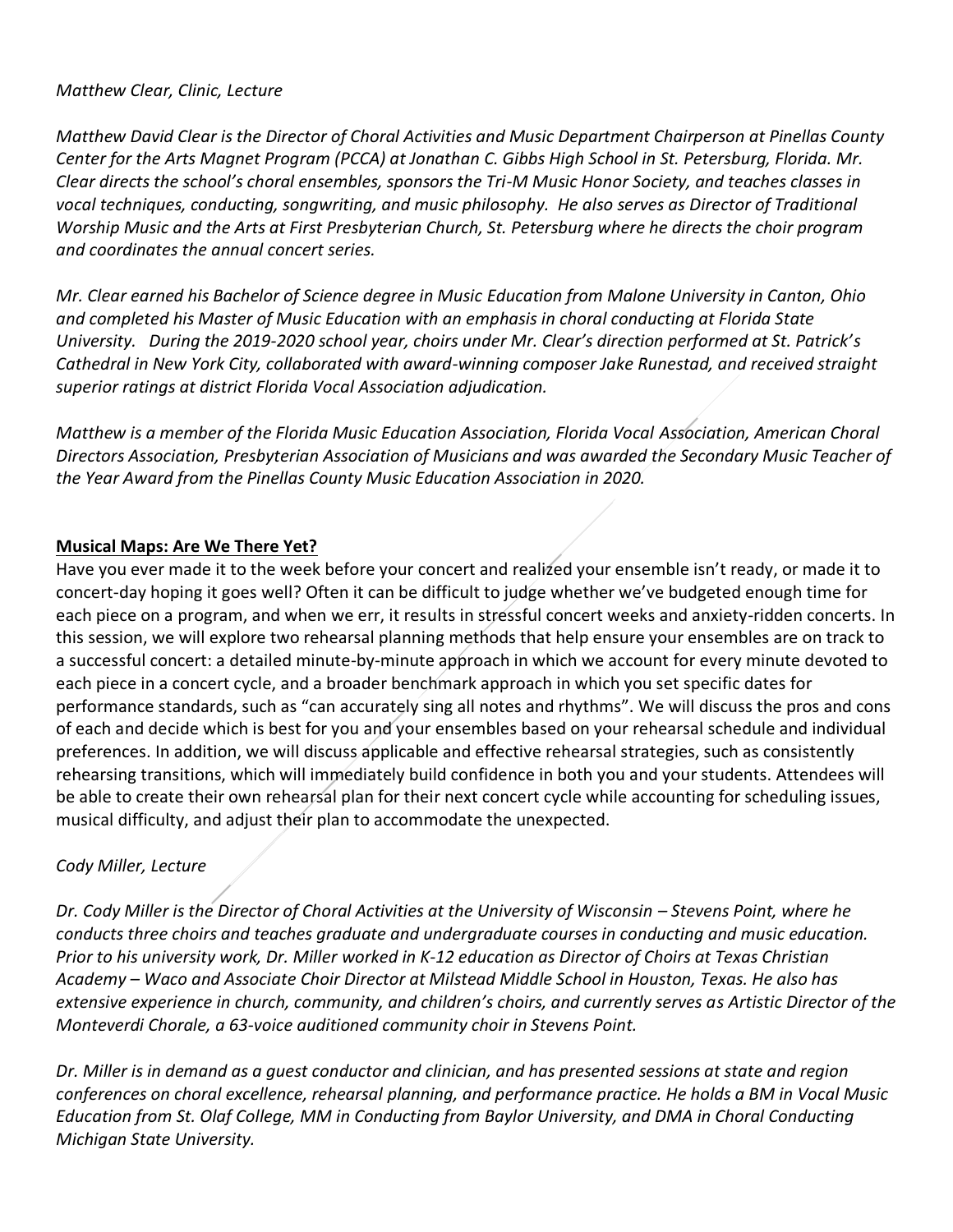*Matthew Clear, Clinic, Lecture*

*Matthew David Clear is the Director of Choral Activities and Music Department Chairperson at Pinellas County Center for the Arts Magnet Program (PCCA) at Jonathan C. Gibbs High School in St. Petersburg, Florida. Mr. Clear directs the school's choral ensembles, sponsors the Tri-M Music Honor Society, and teaches classes in vocal techniques, conducting, songwriting, and music philosophy. He also serves as Director of Traditional Worship Music and the Arts at First Presbyterian Church, St. Petersburg where he directs the choir program and coordinates the annual concert series.*

*Mr. Clear earned his Bachelor of Science degree in Music Education from Malone University in Canton, Ohio and completed his Master of Music Education with an emphasis in choral conducting at Florida State University. During the 2019-2020 school year, choirs under Mr. Clear's direction performed at St. Patrick's Cathedral in New York City, collaborated with award-winning composer Jake Runestad, and received straight superior ratings at district Florida Vocal Association adjudication.*

*Matthew is a member of the Florida Music Education Association, Florida Vocal Association, American Choral Directors Association, Presbyterian Association of Musicians and was awarded the Secondary Music Teacher of the Year Award from the Pinellas County Music Education Association in 2020.*

**Musical Maps: Are We There Yet?**

Have you ever made it to the week before your concert and realized your ensemble isn't ready, or made it to concert-day hoping it goes well? Often it can be difficult to judge whether we've budgeted enough time for each piece on a program, and when we err, it results in stressful concert weeks and anxiety-ridden concerts. In this session, we will explore two rehearsal planning methods that help ensure your ensembles are on track to a successful concert: a detailed minute-by-minute approach in which we account for every minute devoted to each piece in a concert cycle, and a broader benchmark approach in which you set specific dates for performance standards, such as "can accurately sing all notes and rhythms". We will discuss the pros and cons of each and decide which is best for you and your ensembles based on your rehearsal schedule and individual preferences. In addition, we will discuss applicable and effective rehearsal strategies, such as consistently rehearsing transitions, which will immediately build confidence in both you and your students. Attendees will be able to create their own rehearsal plan for their next concert cycle while accounting for scheduling issues, musical difficulty, and adjust their plan to accommodate the unexpected.

*Cody Miller, Lecture*

*Dr. Cody Miller is the Director of Choral Activities at the University of Wisconsin – Stevens Point, where he conducts three choirs and teaches graduate and undergraduate courses in conducting and music education. Prior to his university work, Dr. Miller worked in K-12 education as Director of Choirs at Texas Christian Academy – Waco and Associate Choir Director at Milstead Middle School in Houston, Texas. He also has extensive experience in church, community, and children's choirs, and currently serves as Artistic Director of the Monteverdi Chorale, a 63-voice auditioned community choir in Stevens Point.*

*Dr. Miller is in demand as a guest conductor and clinician, and has presented sessions at state and region conferences on choral excellence, rehearsal planning, and performance practice. He holds a BM in Vocal Music Education from St. Olaf College, MM in Conducting from Baylor University, and DMA in Choral Conducting Michigan State University.*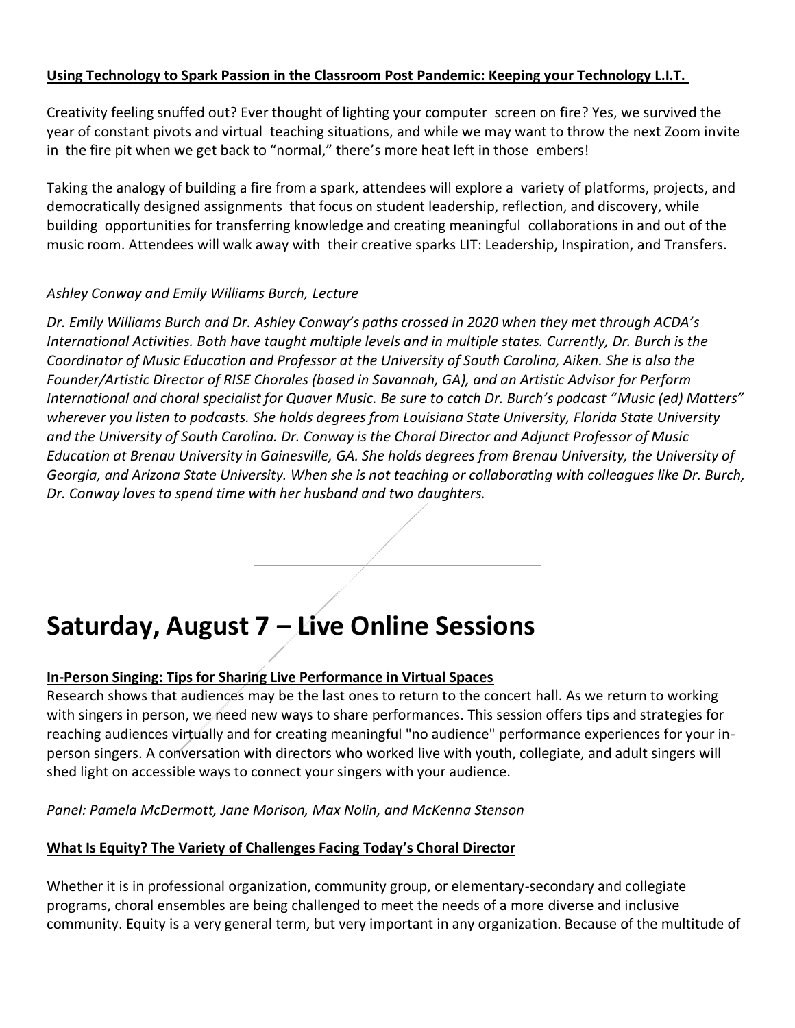**Using Technology to Spark Passion in the Classroom Post Pandemic: Keeping your Technology L.I.T.**

Creativity feeling snuffed out? Ever thought of lighting your computer screen on fire? Yes, we survived the year of constant pivots and virtual teaching situations, and while we may want to throw the next Zoom invite in the fire pit when we get back to "normal," there's more heat left in those embers!

Taking the analogy of building a fire from a spark, attendees will explore a variety of platforms, projects, and democratically designed assignments that focus on student leadership, reflection, and discovery, while building opportunities for transferring knowledge and creating meaningful collaborations in and out of the music room. Attendees will walk away with their creative sparks LIT: Leadership, Inspiration, and Transfers.

*Ashley Conway and Emily Williams Burch, Lecture*

*Dr. Emily Williams Burch and Dr. Ashley Conway's paths crossed in 2020 when they met through ACDA's International Activities. Both have taught multiple levels and in multiple states. Currently, Dr. Burch is the Coordinator of Music Education and Professor at the University of South Carolina, Aiken. She is also the Founder/Artistic Director of RISE Chorales (based in Savannah, GA), and an Artistic Advisor for Perform International and choral specialist for Quaver Music. Be sure to catch Dr. Burch's podcast "Music (ed) Matters" wherever you listen to podcasts. She holds degrees from Louisiana State University, Florida State University and the University of South Carolina. Dr. Conway is the Choral Director and Adjunct Professor of Music Education at Brenau University in Gainesville, GA. She holds degrees from Brenau University, the University of Georgia, and Arizona State University. When she is not teaching or collaborating with colleagues like Dr. Burch, Dr. Conway loves to spend time with her husband and two daughters.*

---

# Saturday, August 7 – Live Online Sessions

**In-Person Singing: Tips for Sharing Live Performance in Virtual Spaces**

Research shows that audiences may be the last ones to return to the concert hall. As we return to working with singers in person, we need new ways to share performances. This session offers tips and strategies for reaching audiences virtually and for creating meaningful "no audience" performance experiences for your in-person singers. A conversation with directors who worked live with youth, collegiate, and adult singers will shed light on accessible ways to connect your singers with your audience.

*Panel: Pamela McDermott, Jane Morison, Max Nolin, and McKenna Stenson*

**What Is Equity? The Variety of Challenges Facing Today's Choral Director**

Whether it is in professional organization, community group, or elementary-secondary and collegiate programs, choral ensembles are being challenged to meet the needs of a more diverse and inclusive community. Equity is a very general term, but very important in any organization. Because of the multitude of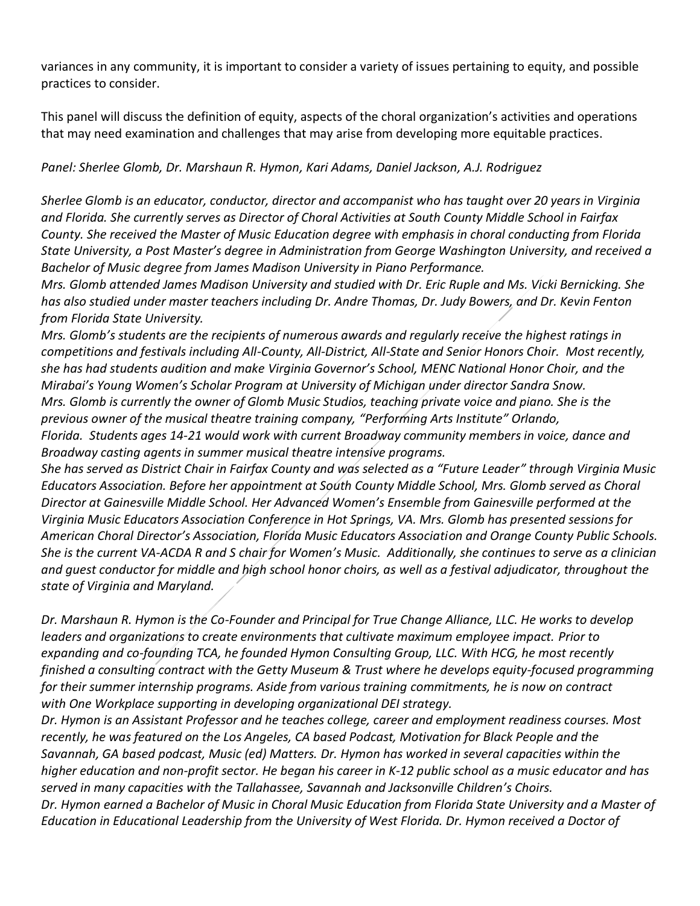variances in any community, it is important to consider a variety of issues pertaining to equity, and possible practices to consider.

This panel will discuss the definition of equity, aspects of the choral organization's activities and operations that may need examination and challenges that may arise from developing more equitable practices.

*Panel: Sherlee Glomb, Dr. Marshaun R. Hymon, Kari Adams, Daniel Jackson, A.J. Rodriguez*

*Sherlee Glomb is an educator, conductor, director and accompanist who has taught over 20 years in Virginia and Florida. She currently serves as Director of Choral Activities at South County Middle School in Fairfax County. She received the Master of Music Education degree with emphasis in choral conducting from Florida State University, a Post Master's degree in Administration from George Washington University, and received a Bachelor of Music degree from James Madison University in Piano Performance.*
*Mrs. Glomb attended James Madison University and studied with Dr. Eric Ruple and Ms. Vicki Bernicking. She has also studied under master teachers including Dr. Andre Thomas, Dr. Judy Bowers, and Dr. Kevin Fenton from Florida State University.*
*Mrs. Glomb's students are the recipients of numerous awards and regularly receive the highest ratings in competitions and festivals including All-County, All-District, All-State and Senior Honors Choir. Most recently, she has had students audition and make Virginia Governor's School, MENC National Honor Choir, and the Mirabai's Young Women's Scholar Program at University of Michigan under director Sandra Snow.*
*Mrs. Glomb is currently the owner of Glomb Music Studios, teaching private voice and piano. She is the previous owner of the musical theatre training company, "Performing Arts Institute" Orlando, Florida. Students ages 14-21 would work with current Broadway community members in voice, dance and Broadway casting agents in summer musical theatre intensive programs.*
*She has served as District Chair in Fairfax County and was selected as a "Future Leader" through Virginia Music Educators Association. Before her appointment at South County Middle School, Mrs. Glomb served as Choral Director at Gainesville Middle School. Her Advanced Women's Ensemble from Gainesville performed at the Virginia Music Educators Association Conference in Hot Springs, VA. Mrs. Glomb has presented sessions for American Choral Director's Association, Florida Music Educators Association and Orange County Public Schools. She is the current VA-ACDA R and S chair for Women's Music. Additionally, she continues to serve as a clinician and guest conductor for middle and high school honor choirs, as well as a festival adjudicator, throughout the state of Virginia and Maryland.*

*Dr. Marshaun R. Hymon is the Co-Founder and Principal for True Change Alliance, LLC. He works to develop leaders and organizations to create environments that cultivate maximum employee impact. Prior to expanding and co-founding TCA, he founded Hymon Consulting Group, LLC. With HCG, he most recently finished a consulting contract with the Getty Museum & Trust where he develops equity-focused programming for their summer internship programs. Aside from various training commitments, he is now on contract with One Workplace supporting in developing organizational DEI strategy.*
*Dr. Hymon is an Assistant Professor and he teaches college, career and employment readiness courses. Most recently, he was featured on the Los Angeles, CA based Podcast, Motivation for Black People and the Savannah, GA based podcast, Music (ed) Matters. Dr. Hymon has worked in several capacities within the higher education and non-profit sector. He began his career in K-12 public school as a music educator and has served in many capacities with the Tallahassee, Savannah and Jacksonville Children's Choirs.*
*Dr. Hymon earned a Bachelor of Music in Choral Music Education from Florida State University and a Master of Education in Educational Leadership from the University of West Florida. Dr. Hymon received a Doctor of*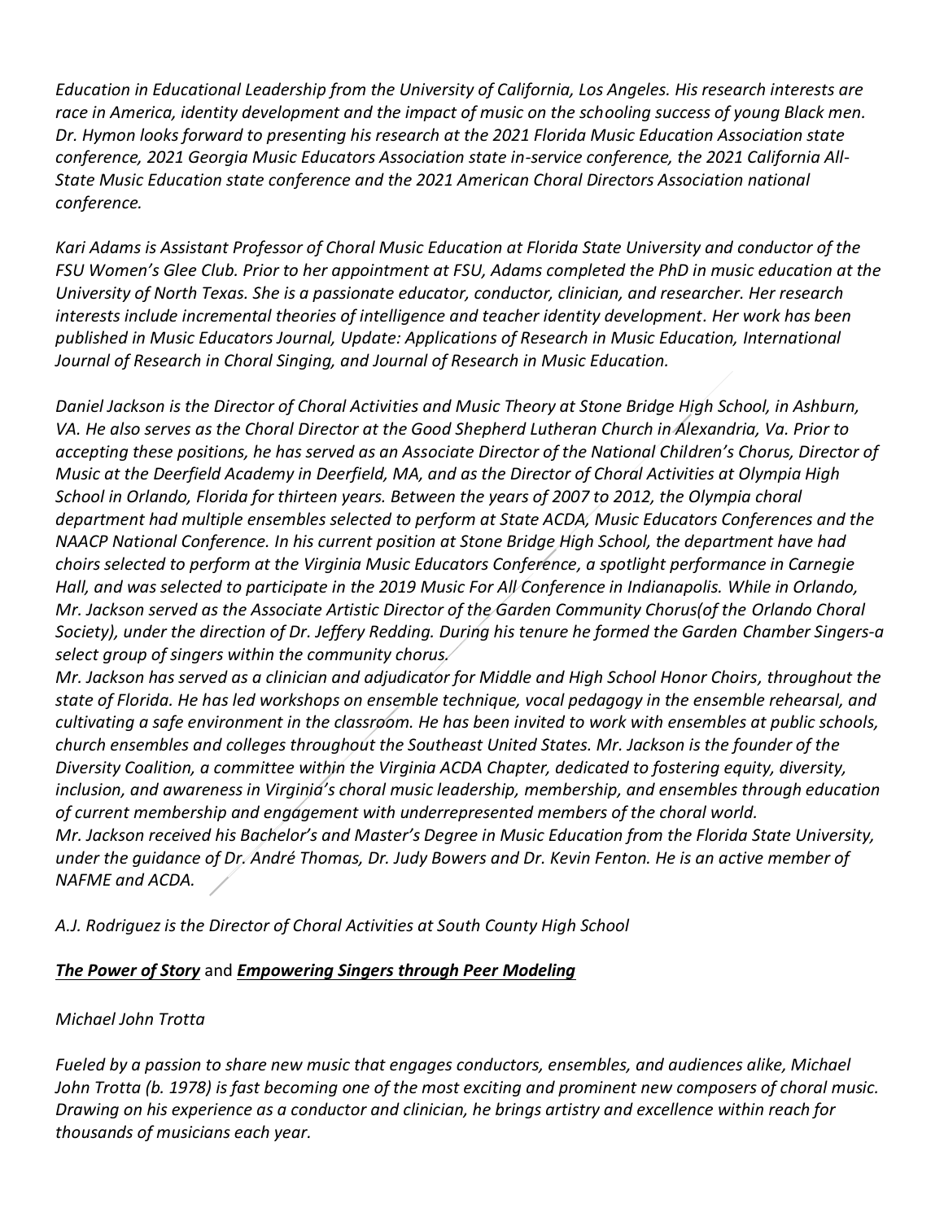*Education in Educational Leadership from the University of California, Los Angeles. His research interests are race in America, identity development and the impact of music on the schooling success of young Black men. Dr. Hymon looks forward to presenting his research at the 2021 Florida Music Education Association state conference, 2021 Georgia Music Educators Association state in-service conference, the 2021 California All-State Music Education state conference and the 2021 American Choral Directors Association national conference.*

*Kari Adams is Assistant Professor of Choral Music Education at Florida State University and conductor of the FSU Women's Glee Club. Prior to her appointment at FSU, Adams completed the PhD in music education at the University of North Texas. She is a passionate educator, conductor, clinician, and researcher. Her research interests include incremental theories of intelligence and teacher identity development. Her work has been published in Music Educators Journal, Update: Applications of Research in Music Education, International Journal of Research in Choral Singing, and Journal of Research in Music Education.*

*Daniel Jackson is the Director of Choral Activities and Music Theory at Stone Bridge High School, in Ashburn, VA. He also serves as the Choral Director at the Good Shepherd Lutheran Church in Alexandria, Va. Prior to accepting these positions, he has served as an Associate Director of the National Children's Chorus, Director of Music at the Deerfield Academy in Deerfield, MA, and as the Director of Choral Activities at Olympia High School in Orlando, Florida for thirteen years. Between the years of 2007 to 2012, the Olympia choral department had multiple ensembles selected to perform at State ACDA, Music Educators Conferences and the NAACP National Conference. In his current position at Stone Bridge High School, the department have had choirs selected to perform at the Virginia Music Educators Conference, a spotlight performance in Carnegie Hall, and was selected to participate in the 2019 Music For All Conference in Indianapolis. While in Orlando, Mr. Jackson served as the Associate Artistic Director of the Garden Community Chorus(of the Orlando Choral Society), under the direction of Dr. Jeffery Redding. During his tenure he formed the Garden Chamber Singers-a select group of singers within the community chorus.*
*Mr. Jackson has served as a clinician and adjudicator for Middle and High School Honor Choirs, throughout the state of Florida. He has led workshops on ensemble technique, vocal pedagogy in the ensemble rehearsal, and cultivating a safe environment in the classroom. He has been invited to work with ensembles at public schools, church ensembles and colleges throughout the Southeast United States. Mr. Jackson is the founder of the Diversity Coalition, a committee within the Virginia ACDA Chapter, dedicated to fostering equity, diversity, inclusion, and awareness in Virginia's choral music leadership, membership, and ensembles through education of current membership and engagement with underrepresented members of the choral world.*
*Mr. Jackson received his Bachelor's and Master's Degree in Music Education from the Florida State University, under the guidance of Dr. André Thomas, Dr. Judy Bowers and Dr. Kevin Fenton. He is an active member of NAFME and ACDA.*

*A.J. Rodriguez is the Director of Choral Activities at South County High School*

***The Power of Story*** and ***Empowering Singers through Peer Modeling***

*Michael John Trotta*

*Fueled by a passion to share new music that engages conductors, ensembles, and audiences alike, Michael John Trotta (b. 1978) is fast becoming one of the most exciting and prominent new composers of choral music. Drawing on his experience as a conductor and clinician, he brings artistry and excellence within reach for thousands of musicians each year.*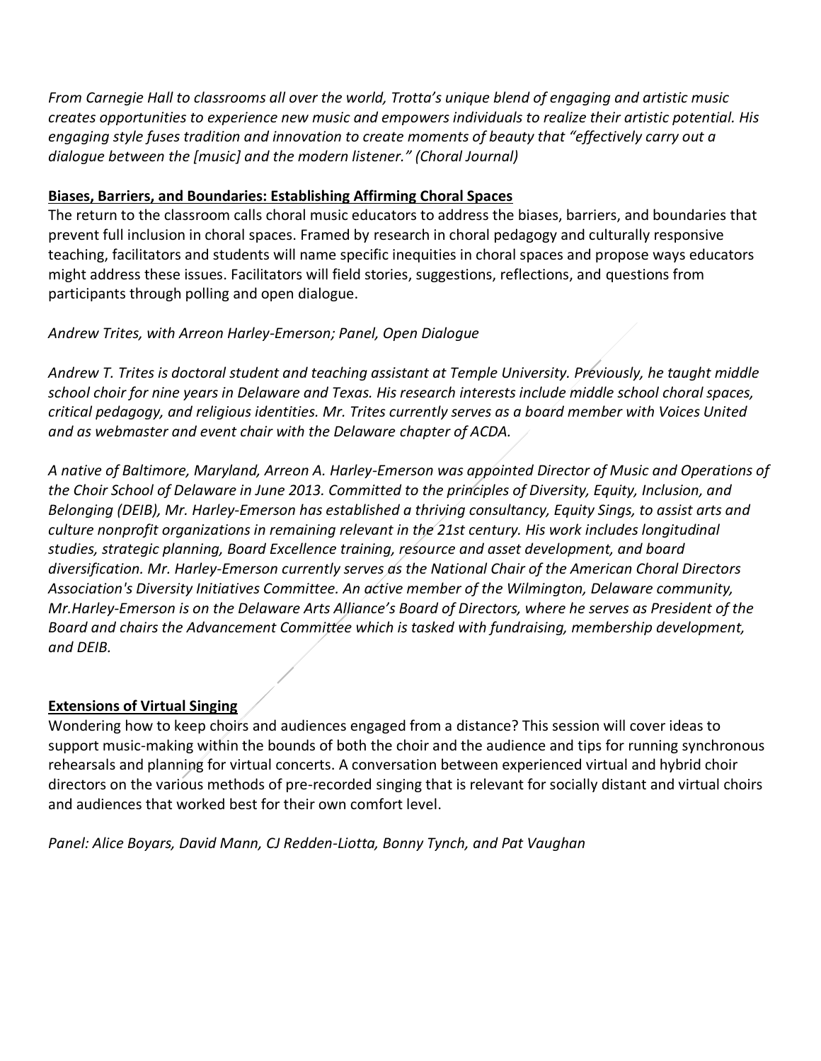*From Carnegie Hall to classrooms all over the world, Trotta's unique blend of engaging and artistic music creates opportunities to experience new music and empowers individuals to realize their artistic potential. His engaging style fuses tradition and innovation to create moments of beauty that "effectively carry out a dialogue between the [music] and the modern listener." (Choral Journal)*

**Biases, Barriers, and Boundaries: Establishing Affirming Choral Spaces**

The return to the classroom calls choral music educators to address the biases, barriers, and boundaries that prevent full inclusion in choral spaces. Framed by research in choral pedagogy and culturally responsive teaching, facilitators and students will name specific inequities in choral spaces and propose ways educators might address these issues. Facilitators will field stories, suggestions, reflections, and questions from participants through polling and open dialogue.

*Andrew Trites, with Arreon Harley-Emerson; Panel, Open Dialogue*

*Andrew T. Trites is doctoral student and teaching assistant at Temple University. Previously, he taught middle school choir for nine years in Delaware and Texas. His research interests include middle school choral spaces, critical pedagogy, and religious identities. Mr. Trites currently serves as a board member with Voices United and as webmaster and event chair with the Delaware chapter of ACDA.*

*A native of Baltimore, Maryland, Arreon A. Harley-Emerson was appointed Director of Music and Operations of the Choir School of Delaware in June 2013. Committed to the principles of Diversity, Equity, Inclusion, and Belonging (DEIB), Mr. Harley-Emerson has established a thriving consultancy, Equity Sings, to assist arts and culture nonprofit organizations in remaining relevant in the 21st century. His work includes longitudinal studies, strategic planning, Board Excellence training, resource and asset development, and board diversification. Mr. Harley-Emerson currently serves as the National Chair of the American Choral Directors Association's Diversity Initiatives Committee. An active member of the Wilmington, Delaware community, Mr.Harley-Emerson is on the Delaware Arts Alliance's Board of Directors, where he serves as President of the Board and chairs the Advancement Committee which is tasked with fundraising, membership development, and DEIB.*

**Extensions of Virtual Singing**

Wondering how to keep choirs and audiences engaged from a distance? This session will cover ideas to support music-making within the bounds of both the choir and the audience and tips for running synchronous rehearsals and planning for virtual concerts. A conversation between experienced virtual and hybrid choir directors on the various methods of pre-recorded singing that is relevant for socially distant and virtual choirs and audiences that worked best for their own comfort level.

*Panel: Alice Boyars, David Mann, CJ Redden-Liotta, Bonny Tynch, and Pat Vaughan*